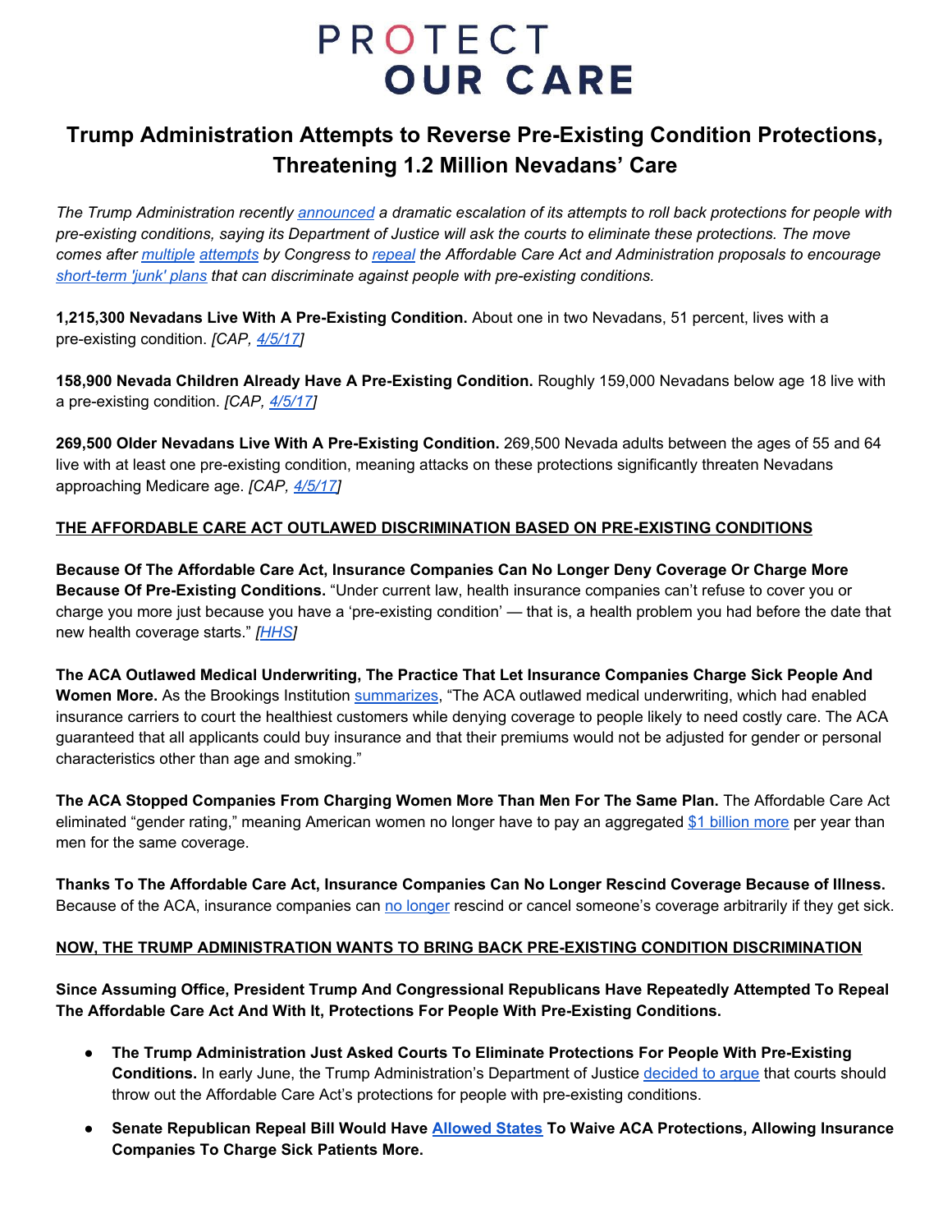# PROTECT OUR CARE

## Trump Administration Attempts to Reverse Pre-Existing Condition Protections, Threatening 1.2 Million Nevadans' Care

*The Trump Administration recently announced a dramatic escalation of its attempts to roll back protections for people with pre-existing conditions, saying its Department of Justice will ask the courts to eliminate these protections. The move comes after multiple attempts by Congress to repeal the Affordable Care Act and Administration proposals to encourage short-term 'junk' plans that can discriminate against people with pre-existing conditions.*

**1,215,300 Nevadans Live With A Pre-Existing Condition.** About one in two Nevadans, 51 percent, lives with a pre-existing condition. *[CAP, 4/5/17]*

**158,900 Nevada Children Already Have A Pre-Existing Condition.** Roughly 159,000 Nevadans below age 18 live with a pre-existing condition. *[CAP, 4/5/17]*

**269,500 Older Nevadans Live With A Pre-Existing Condition.** 269,500 Nevada adults between the ages of 55 and 64 live with at least one pre-existing condition, meaning attacks on these protections significantly threaten Nevadans approaching Medicare age. *[CAP, 4/5/17]*

**THE AFFORDABLE CARE ACT OUTLAWED DISCRIMINATION BASED ON PRE-EXISTING CONDITIONS**

**Because Of The Affordable Care Act, Insurance Companies Can No Longer Deny Coverage Or Charge More Because Of Pre-Existing Conditions.** "Under current law, health insurance companies can't refuse to cover you or charge you more just because you have a 'pre-existing condition' — that is, a health problem you had before the date that new health coverage starts." *[HHS]*

**The ACA Outlawed Medical Underwriting, The Practice That Let Insurance Companies Charge Sick People And Women More.** As the Brookings Institution summarizes, "The ACA outlawed medical underwriting, which had enabled insurance carriers to court the healthiest customers while denying coverage to people likely to need costly care. The ACA guaranteed that all applicants could buy insurance and that their premiums would not be adjusted for gender or personal characteristics other than age and smoking."

**The ACA Stopped Companies From Charging Women More Than Men For The Same Plan.** The Affordable Care Act eliminated "gender rating," meaning American women no longer have to pay an aggregated $1 billion more per year than men for the same coverage.

**Thanks To The Affordable Care Act, Insurance Companies Can No Longer Rescind Coverage Because of Illness.** Because of the ACA, insurance companies can no longer rescind or cancel someone's coverage arbitrarily if they get sick.

**NOW, THE TRUMP ADMINISTRATION WANTS TO BRING BACK PRE-EXISTING CONDITION DISCRIMINATION**

**Since Assuming Office, President Trump And Congressional Republicans Have Repeatedly Attempted To Repeal The Affordable Care Act And With It, Protections For People With Pre-Existing Conditions.**

- **The Trump Administration Just Asked Courts To Eliminate Protections For People With Pre-Existing Conditions.** In early June, the Trump Administration's Department of Justice decided to argue that courts should throw out the Affordable Care Act's protections for people with pre-existing conditions.
- **Senate Republican Repeal Bill Would Have Allowed States To Waive ACA Protections, Allowing Insurance Companies To Charge Sick Patients More.**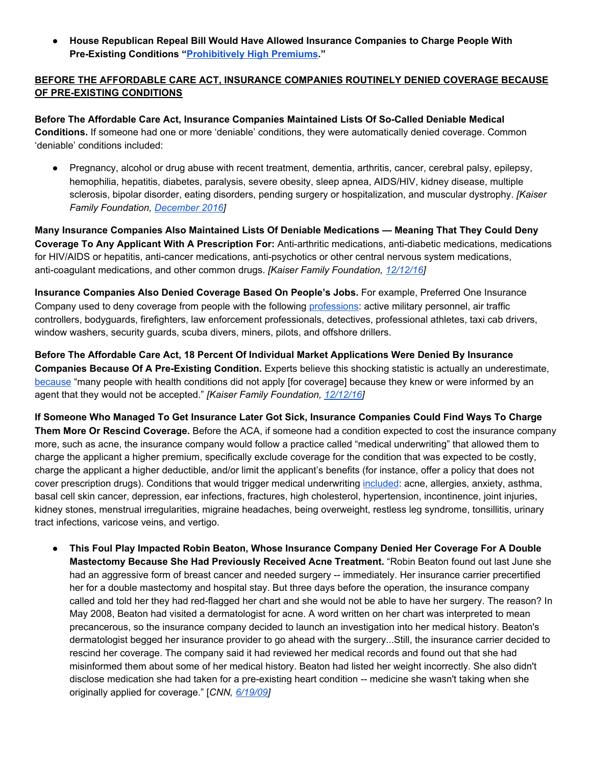- **House Republican Repeal Bill Would Have Allowed Insurance Companies to Charge People With Pre-Existing Conditions "Prohibitively High Premiums."**

## BEFORE THE AFFORDABLE CARE ACT, INSURANCE COMPANIES ROUTINELY DENIED COVERAGE BECAUSE OF PRE-EXISTING CONDITIONS

**Before The Affordable Care Act, Insurance Companies Maintained Lists Of So-Called Deniable Medical Conditions.** If someone had one or more 'deniable' conditions, they were automatically denied coverage. Common 'deniable' conditions included:

- Pregnancy, alcohol or drug abuse with recent treatment, dementia, arthritis, cancer, cerebral palsy, epilepsy, hemophilia, hepatitis, diabetes, paralysis, severe obesity, sleep apnea, AIDS/HIV, kidney disease, multiple sclerosis, bipolar disorder, eating disorders, pending surgery or hospitalization, and muscular dystrophy. *[Kaiser Family Foundation, December 2016]*

**Many Insurance Companies Also Maintained Lists Of Deniable Medications — Meaning That They Could Deny Coverage To Any Applicant With A Prescription For:** Anti-arthritic medications, anti-diabetic medications, medications for HIV/AIDS or hepatitis, anti-cancer medications, anti-psychotics or other central nervous system medications, anti-coagulant medications, and other common drugs. *[Kaiser Family Foundation, 12/12/16]*

**Insurance Companies Also Denied Coverage Based On People's Jobs.** For example, Preferred One Insurance Company used to deny coverage from people with the following professions: active military personnel, air traffic controllers, bodyguards, firefighters, law enforcement professionals, detectives, professional athletes, taxi cab drivers, window washers, security guards, scuba divers, miners, pilots, and offshore drillers.

**Before The Affordable Care Act, 18 Percent Of Individual Market Applications Were Denied By Insurance Companies Because Of A Pre-Existing Condition.** Experts believe this shocking statistic is actually an underestimate, because "many people with health conditions did not apply [for coverage] because they knew or were informed by an agent that they would not be accepted." *[Kaiser Family Foundation, 12/12/16]*

**If Someone Who Managed To Get Insurance Later Got Sick, Insurance Companies Could Find Ways To Charge Them More Or Rescind Coverage.** Before the ACA, if someone had a condition expected to cost the insurance company more, such as acne, the insurance company would follow a practice called "medical underwriting" that allowed them to charge the applicant a higher premium, specifically exclude coverage for the condition that was expected to be costly, charge the applicant a higher deductible, and/or limit the applicant's benefits (for instance, offer a policy that does not cover prescription drugs). Conditions that would trigger medical underwriting included: acne, allergies, anxiety, asthma, basal cell skin cancer, depression, ear infections, fractures, high cholesterol, hypertension, incontinence, joint injuries, kidney stones, menstrual irregularities, migraine headaches, being overweight, restless leg syndrome, tonsillitis, urinary tract infections, varicose veins, and vertigo.

- **This Foul Play Impacted Robin Beaton, Whose Insurance Company Denied Her Coverage For A Double Mastectomy Because She Had Previously Received Acne Treatment.** "Robin Beaton found out last June she had an aggressive form of breast cancer and needed surgery -- immediately. Her insurance carrier precertified her for a double mastectomy and hospital stay. But three days before the operation, the insurance company called and told her they had red-flagged her chart and she would not be able to have her surgery. The reason? In May 2008, Beaton had visited a dermatologist for acne. A word written on her chart was interpreted to mean precancerous, so the insurance company decided to launch an investigation into her medical history. Beaton's dermatologist begged her insurance provider to go ahead with the surgery...Still, the insurance carrier decided to rescind her coverage. The company said it had reviewed her medical records and found out that she had misinformed them about some of her medical history. Beaton had listed her weight incorrectly. She also didn't disclose medication she had taken for a pre-existing heart condition -- medicine she wasn't taking when she originally applied for coverage." [*CNN, 6/19/09]*